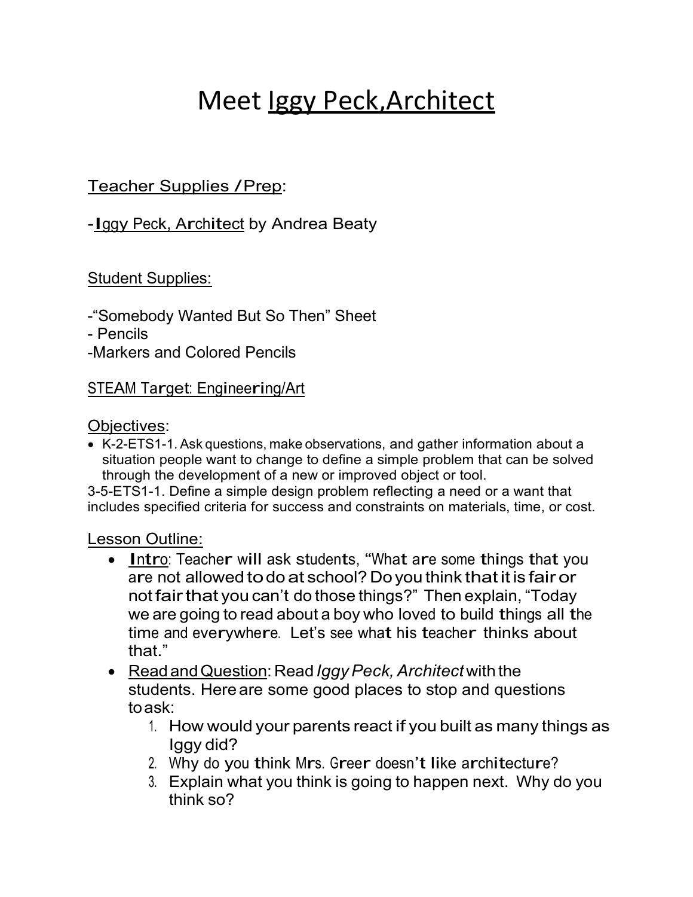# Meet Iggy Peck,Architect

Teacher Supplies / Prep:

-Iggy Peck, Architect by Andrea Beaty

Student Supplies:

-"Somebody Wanted But So Then" Sheet
- Pencils
-Markers and Colored Pencils

STEAM Target: Engineering/Art

Objectives:

- K-2-ETS1-1. Ask questions, make observations, and gather information about a situation people want to change to define a simple problem that can be solved through the development of a new or improved object or tool.

3-5-ETS1-1. Define a simple design problem reflecting a need or a want that includes specified criteria for success and constraints on materials, time, or cost.

Lesson Outline:

- Intro: Teacher will ask students, "What are some things that you are not allowed to do at school? Do you think that it is fair or not fair that you can't do those things?" Then explain, "Today we are going to read about a boy who loved to build things all the time and everywhere. Let's see what his teacher thinks about that."
- Read and Question: Read *Iggy Peck, Architect* with the students. Here are some good places to stop and questions to ask:
  1. How would your parents react if you built as many things as Iggy did?
  2. Why do you think Mrs. Greer doesn't like architecture?
  3. Explain what you think is going to happen next. Why do you think so?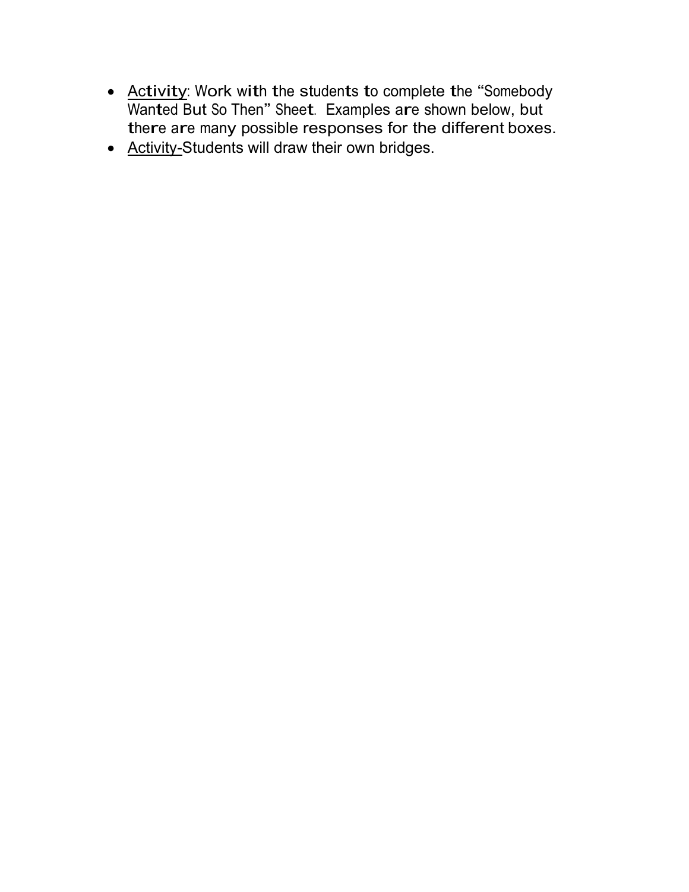- <u>Activity</u>: Work with the students to complete the "Somebody Wanted But So Then" Sheet. Examples are shown below, but there are many possible responses for the different boxes.
- <u>Activity-</u>Students will draw their own bridges.